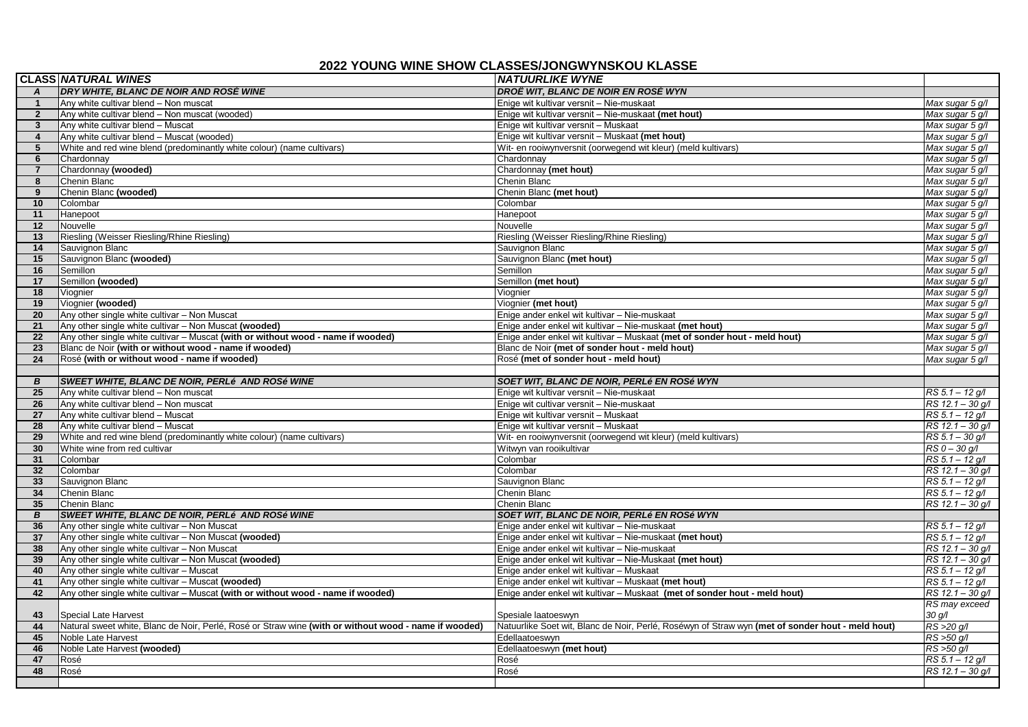# 2022 YOUNG WINE SHOW CLASSES/JONGWYNSKOU KLASSE

| CLASS | *NATURAL WINES* | *NATUURLIKE WYNE* | |
|---|---|---|---|
| ***A*** | ***DRY WHITE, BLANC DE NOIR AND ROSÉ WINE*** | ***DROË WIT, BLANC DE NOIR EN ROSÉ WYN*** | |
| **1** | Any white cultivar blend – Non muscat | Enige wit kultivar versnit – Nie-muskaat | *Max sugar 5 g/l* |
| **2** | Any white cultivar blend – Non muscat (wooded) | Enige wit kultivar versnit – Nie-muskaat **(met hout)** | *Max sugar 5 g/l* |
| **3** | Any white cultivar blend – Muscat | Enige wit kultivar versnit – Muskaat | *Max sugar 5 g/l* |
| **4** | Any white cultivar blend – Muscat (wooded) | Enige wit kultivar versnit – Muskaat **(met hout)** | *Max sugar 5 g/l* |
| **5** | White and red wine blend (predominantly white colour) (name cultivars) | Wit- en rooiwynversnit (oorwegend wit kleur) (meld kultivars) | *Max sugar 5 g/l* |
| **6** | Chardonnay | Chardonnay | *Max sugar 5 g/l* |
| **7** | Chardonnay **(wooded)** | Chardonnay **(met hout)** | *Max sugar 5 g/l* |
| **8** | Chenin Blanc | Chenin Blanc | *Max sugar 5 g/l* |
| **9** | Chenin Blanc **(wooded)** | Chenin Blanc **(met hout)** | *Max sugar 5 g/l* |
| **10** | Colombar | Colombar | *Max sugar 5 g/l* |
| **11** | Hanepoot | Hanepoot | *Max sugar 5 g/l* |
| **12** | Nouvelle | Nouvelle | *Max sugar 5 g/l* |
| **13** | Riesling (Weisser Riesling/Rhine Riesling) | Riesling (Weisser Riesling/Rhine Riesling) | *Max sugar 5 g/l* |
| **14** | Sauvignon Blanc | Sauvignon Blanc | *Max sugar 5 g/l* |
| **15** | Sauvignon Blanc **(wooded)** | Sauvignon Blanc **(met hout)** | *Max sugar 5 g/l* |
| **16** | Semillon | Semillon | *Max sugar 5 g/l* |
| **17** | Semillon **(wooded)** | Semillon **(met hout)** | *Max sugar 5 g/l* |
| **18** | Viognier | Viognier | *Max sugar 5 g/l* |
| **19** | Viognier **(wooded)** | Viognier **(met hout)** | *Max sugar 5 g/l* |
| **20** | Any other single white cultivar – Non Muscat | Enige ander enkel wit kultivar – Nie-muskaat | *Max sugar 5 g/l* |
| **21** | Any other single white cultivar – Non Muscat **(wooded)** | Enige ander enkel wit kultivar – Nie-muskaat **(met hout)** | *Max sugar 5 g/l* |
| **22** | Any other single white cultivar – Muscat **(with or without wood - name if wooded)** | Enige ander enkel wit kultivar – Muskaat **(met of sonder hout - meld hout)** | *Max sugar 5 g/l* |
| **23** | Blanc de Noir **(with or without wood - name if wooded)** | Blanc de Noir **(met of sonder hout - meld hout)** | *Max sugar 5 g/l* |
| **24** | Rosé **(with or without wood - name if wooded)** | Rosé **(met of sonder hout - meld hout)** | *Max sugar 5 g/l* |
| | | | |
| ***B*** | ***SWEET WHITE, BLANC DE NOIR, PERLé AND ROSé WINE*** | ***SOET WIT, BLANC DE NOIR, PERLé EN ROSé WYN*** | |
| **25** | Any white cultivar blend – Non muscat | Enige wit kultivar versnit – Nie-muskaat | *RS 5.1 – 12 g/l* |
| **26** | Any white cultivar blend – Non muscat | Enige wit kultivar versnit – Nie-muskaat | *RS 12.1 – 30 g/l* |
| **27** | Any white cultivar blend – Muscat | Enige wit kultivar versnit – Muskaat | *RS 5.1 – 12 g/l* |
| **28** | Any white cultivar blend – Muscat | Enige wit kultivar versnit – Muskaat | *RS 12.1 – 30 g/l* |
| **29** | White and red wine blend (predominantly white colour) (name cultivars) | Wit- en rooiwynversnit (oorwegend wit kleur) (meld kultivars) | *RS 5.1 – 30 g/l* |
| **30** | White wine from red cultivar | Witwyn van rooikultivar | *RS 0 – 30 g/l* |
| **31** | Colombar | Colombar | *RS 5.1 – 12 g/l* |
| **32** | Colombar | Colombar | *RS 12.1 – 30 g/l* |
| **33** | Sauvignon Blanc | Sauvignon Blanc | *RS 5.1 – 12 g/l* |
| **34** | Chenin Blanc | Chenin Blanc | *RS 5.1 – 12 g/l* |
| **35** | Chenin Blanc | Chenin Blanc | *RS 12.1 – 30 g/l* |
| ***B*** | ***SWEET WHITE, BLANC DE NOIR, PERLé AND ROSé WINE*** | ***SOET WIT, BLANC DE NOIR, PERLé EN ROSé WYN*** | |
| **36** | Any other single white cultivar – Non Muscat | Enige ander enkel wit kultivar – Nie-muskaat | *RS 5.1 – 12 g/l* |
| **37** | Any other single white cultivar – Non Muscat **(wooded)** | Enige ander enkel wit kultivar – Nie-muskaat **(met hout)** | *RS 5.1 – 12 g/l* |
| **38** | Any other single white cultivar – Non Muscat | Enige ander enkel wit kultivar – Nie-muskaat | *RS 12.1 – 30 g/l* |
| **39** | Any other single white cultivar – Non Muscat **(wooded)** | Enige ander enkel wit kultivar – Nie-Muskaat **(met hout)** | *RS 12.1 – 30 g/l* |
| **40** | Any other single white cultivar – Muscat | Enige ander enkel wit kultivar – Muskaat | *RS 5.1 – 12 g/l* |
| **41** | Any other single white cultivar – Muscat **(wooded)** | Enige ander enkel wit kultivar – Muskaat **(met hout)** | *RS 5.1 – 12 g/l* |
| **42** | Any other single white cultivar – Muscat **(with or without wood - name if wooded)** | Enige ander enkel wit kultivar – Muskaat **(met of sonder hout - meld hout)** | *RS 12.1 – 30 g/l* |
| **43** | Special Late Harvest | Spesiale laatoeswyn | *RS may exceed 30 g/l* |
| **44** | Natural sweet white, Blanc de Noir, Perlé, Rosé or Straw wine **(with or without wood - name if wooded)** | Natuurlike Soet wit, Blanc de Noir, Perlé, Roséwyn of Straw wyn **(met of sonder hout - meld hout)** | *RS >20 g/l* |
| **45** | Noble Late Harvest | Edellaatoeswyn | *RS >50 g/l* |
| **46** | Noble Late Harvest **(wooded)** | Edellaatoeswyn **(met hout)** | *RS >50 g/l* |
| **47** | Rosé | Rosé | *RS 5.1 – 12 g/l* |
| **48** | Rosé | Rosé | *RS 12.1 – 30 g/l* |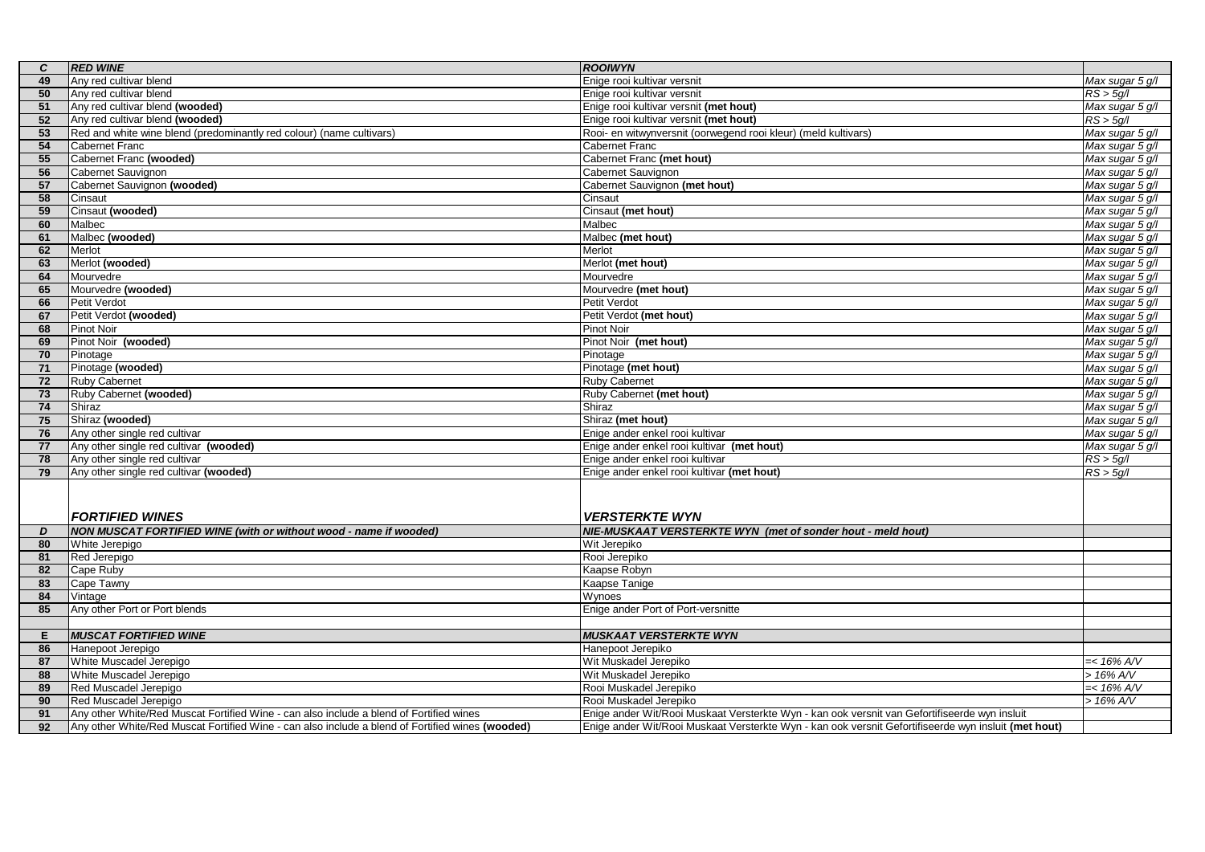| | | | |
|---|---|---|---|
| **C** | ***RED WINE*** | ***ROOIWYN*** | |
| **49** | Any red cultivar blend | Enige rooi kultivar versnit | *Max sugar 5 g/l* |
| **50** | Any red cultivar blend | Enige rooi kultivar versnit | *RS > 5g/l* |
| **51** | Any red cultivar blend **(wooded)** | Enige rooi kultivar versnit **(met hout)** | *Max sugar 5 g/l* |
| **52** | Any red cultivar blend **(wooded)** | Enige rooi kultivar versnit **(met hout)** | *RS > 5g/l* |
| **53** | Red and white wine blend (predominantly red colour) (name cultivars) | Rooi- en witwynversnit (oorwegend rooi kleur) (meld kultivars) | *Max sugar 5 g/l* |
| **54** | Cabernet Franc | Cabernet Franc | *Max sugar 5 g/l* |
| **55** | Cabernet Franc **(wooded)** | Cabernet Franc **(met hout)** | *Max sugar 5 g/l* |
| **56** | Cabernet Sauvignon | Cabernet Sauvignon | *Max sugar 5 g/l* |
| **57** | Cabernet Sauvignon **(wooded)** | Cabernet Sauvignon **(met hout)** | *Max sugar 5 g/l* |
| **58** | Cinsaut | Cinsaut | *Max sugar 5 g/l* |
| **59** | Cinsaut **(wooded)** | Cinsaut **(met hout)** | *Max sugar 5 g/l* |
| **60** | Malbec | Malbec | *Max sugar 5 g/l* |
| **61** | Malbec **(wooded)** | Malbec **(met hout)** | *Max sugar 5 g/l* |
| **62** | Merlot | Merlot | *Max sugar 5 g/l* |
| **63** | Merlot **(wooded)** | Merlot **(met hout)** | *Max sugar 5 g/l* |
| **64** | Mourvedre | Mourvedre | *Max sugar 5 g/l* |
| **65** | Mourvedre **(wooded)** | Mourvedre **(met hout)** | *Max sugar 5 g/l* |
| **66** | Petit Verdot | Petit Verdot | *Max sugar 5 g/l* |
| **67** | Petit Verdot **(wooded)** | Petit Verdot **(met hout)** | *Max sugar 5 g/l* |
| **68** | Pinot Noir | Pinot Noir | *Max sugar 5 g/l* |
| **69** | Pinot Noir **(wooded)** | Pinot Noir **(met hout)** | *Max sugar 5 g/l* |
| **70** | Pinotage | Pinotage | *Max sugar 5 g/l* |
| **71** | Pinotage **(wooded)** | Pinotage **(met hout)** | *Max sugar 5 g/l* |
| **72** | Ruby Cabernet | Ruby Cabernet | *Max sugar 5 g/l* |
| **73** | Ruby Cabernet **(wooded)** | Ruby Cabernet **(met hout)** | *Max sugar 5 g/l* |
| **74** | Shiraz | Shiraz | *Max sugar 5 g/l* |
| **75** | Shiraz **(wooded)** | Shiraz **(met hout)** | *Max sugar 5 g/l* |
| **76** | Any other single red cultivar | Enige ander enkel rooi kultivar | *Max sugar 5 g/l* |
| **77** | Any other single red cultivar **(wooded)** | Enige ander enkel rooi kultivar **(met hout)** | *Max sugar 5 g/l* |
| **78** | Any other single red cultivar | Enige ander enkel rooi kultivar | *RS > 5g/l* |
| **79** | Any other single red cultivar **(wooded)** | Enige ander enkel rooi kultivar **(met hout)** | *RS > 5g/l* |
| | ***FORTIFIED WINES*** | ***VERSTERKTE WYN*** | |
| **D** | ***NON MUSCAT FORTIFIED WINE (with or without wood - name if wooded)*** | ***NIE-MUSKAAT VERSTERKTE WYN (met of sonder hout - meld hout)*** | |
| **80** | White Jerepigo | Wit Jerepiko | |
| **81** | Red Jerepigo | Rooi Jerepiko | |
| **82** | Cape Ruby | Kaapse Robyn | |
| **83** | Cape Tawny | Kaapse Tanige | |
| **84** | Vintage | Wynoes | |
| **85** | Any other Port or Port blends | Enige ander Port of Port-versnitte | |
| | | | |
| **E** | ***MUSCAT FORTIFIED WINE*** | ***MUSKAAT VERSTERKTE WYN*** | |
| **86** | Hanepoot Jerepigo | Hanepoot Jerepiko | |
| **87** | White Muscadel Jerepigo | Wit Muskadel Jerepiko | *=< 16% A/V* |
| **88** | White Muscadel Jerepigo | Wit Muskadel Jerepiko | *> 16% A/V* |
| **89** | Red Muscadel Jerepigo | Rooi Muskadel Jerepiko | *=< 16% A/V* |
| **90** | Red Muscadel Jerepigo | Rooi Muskadel Jerepiko | *> 16% A/V* |
| **91** | Any other White/Red Muscat Fortified Wine - can also include a blend of Fortified wines | Enige ander Wit/Rooi Muskaat Versterkte Wyn - kan ook versnit van Gefortifiseerde wyn insluit | |
| **92** | Any other White/Red Muscat Fortified Wine - can also include a blend of Fortified wines **(wooded)** | Enige ander Wit/Rooi Muskaat Versterkte Wyn - kan ook versnit Gefortifiseerde wyn insluit **(met hout)** | |